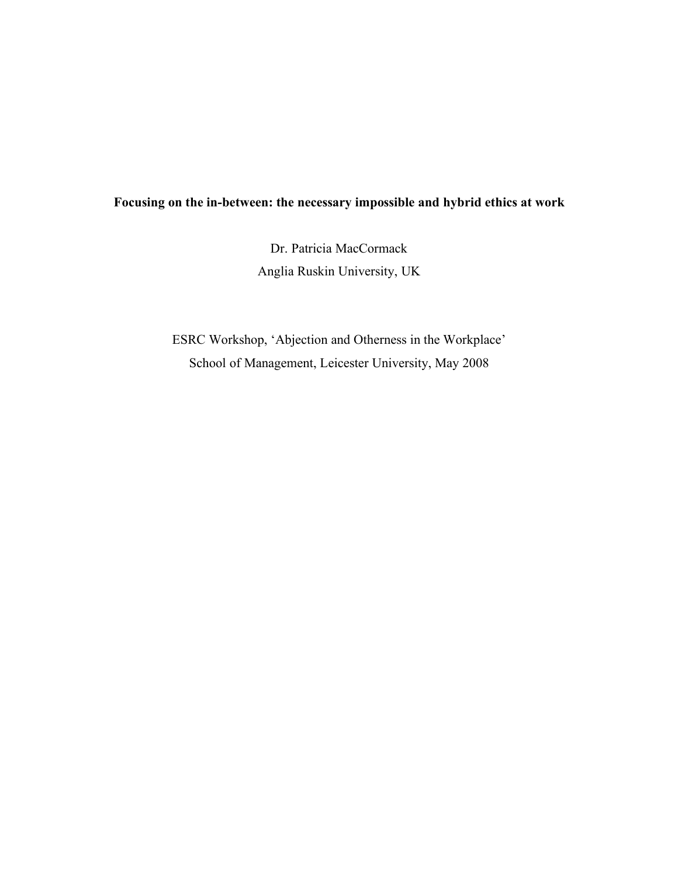# Focusing on the in-between: the necessary impossible and hybrid ethics at work

Dr. Patricia MacCormack

Anglia Ruskin University, UK

ESRC Workshop, 'Abjection and Otherness in the Workplace'

School of Management, Leicester University, May 2008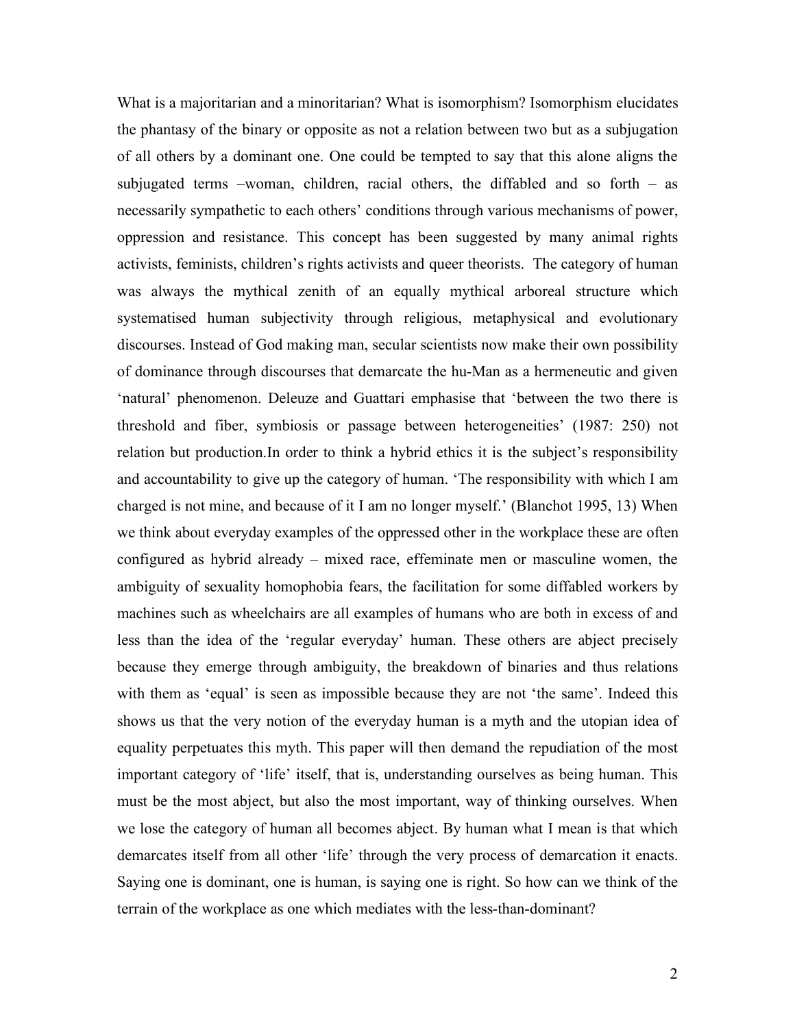What is a majoritarian and a minoritarian? What is isomorphism? Isomorphism elucidates the phantasy of the binary or opposite as not a relation between two but as a subjugation of all others by a dominant one. One could be tempted to say that this alone aligns the subjugated terms –woman, children, racial others, the diffabled and so forth – as necessarily sympathetic to each others' conditions through various mechanisms of power, oppression and resistance. This concept has been suggested by many animal rights activists, feminists, children's rights activists and queer theorists. The category of human was always the mythical zenith of an equally mythical arboreal structure which systematised human subjectivity through religious, metaphysical and evolutionary discourses. Instead of God making man, secular scientists now make their own possibility of dominance through discourses that demarcate the hu-Man as a hermeneutic and given 'natural' phenomenon. Deleuze and Guattari emphasise that 'between the two there is threshold and fiber, symbiosis or passage between heterogeneities' (1987: 250) not relation but production.In order to think a hybrid ethics it is the subject's responsibility and accountability to give up the category of human. 'The responsibility with which I am charged is not mine, and because of it I am no longer myself.' (Blanchot 1995, 13) When we think about everyday examples of the oppressed other in the workplace these are often configured as hybrid already – mixed race, effeminate men or masculine women, the ambiguity of sexuality homophobia fears, the facilitation for some diffabled workers by machines such as wheelchairs are all examples of humans who are both in excess of and less than the idea of the 'regular everyday' human. These others are abject precisely because they emerge through ambiguity, the breakdown of binaries and thus relations with them as 'equal' is seen as impossible because they are not 'the same'. Indeed this shows us that the very notion of the everyday human is a myth and the utopian idea of equality perpetuates this myth. This paper will then demand the repudiation of the most important category of 'life' itself, that is, understanding ourselves as being human. This must be the most abject, but also the most important, way of thinking ourselves. When we lose the category of human all becomes abject. By human what I mean is that which demarcates itself from all other 'life' through the very process of demarcation it enacts. Saying one is dominant, one is human, is saying one is right. So how can we think of the terrain of the workplace as one which mediates with the less-than-dominant?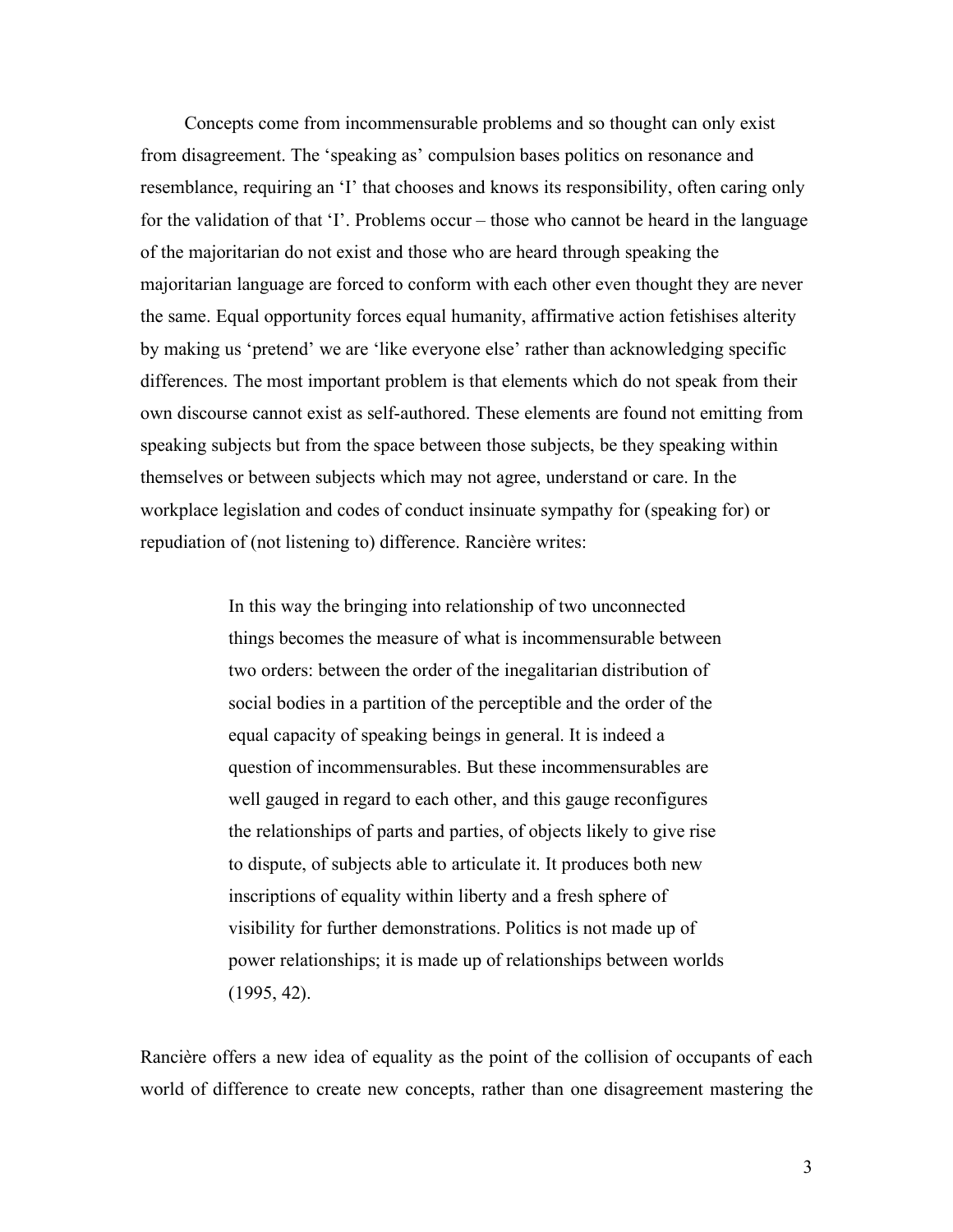Concepts come from incommensurable problems and so thought can only exist from disagreement. The 'speaking as' compulsion bases politics on resonance and resemblance, requiring an 'I' that chooses and knows its responsibility, often caring only for the validation of that 'I'. Problems occur – those who cannot be heard in the language of the majoritarian do not exist and those who are heard through speaking the majoritarian language are forced to conform with each other even thought they are never the same. Equal opportunity forces equal humanity, affirmative action fetishises alterity by making us 'pretend' we are 'like everyone else' rather than acknowledging specific differences. The most important problem is that elements which do not speak from their own discourse cannot exist as self-authored. These elements are found not emitting from speaking subjects but from the space between those subjects, be they speaking within themselves or between subjects which may not agree, understand or care. In the workplace legislation and codes of conduct insinuate sympathy for (speaking for) or repudiation of (not listening to) difference. Rancière writes:

> In this way the bringing into relationship of two unconnected things becomes the measure of what is incommensurable between two orders: between the order of the inegalitarian distribution of social bodies in a partition of the perceptible and the order of the equal capacity of speaking beings in general. It is indeed a question of incommensurables. But these incommensurables are well gauged in regard to each other, and this gauge reconfigures the relationships of parts and parties, of objects likely to give rise to dispute, of subjects able to articulate it. It produces both new inscriptions of equality within liberty and a fresh sphere of visibility for further demonstrations. Politics is not made up of power relationships; it is made up of relationships between worlds (1995, 42).

Rancière offers a new idea of equality as the point of the collision of occupants of each world of difference to create new concepts, rather than one disagreement mastering the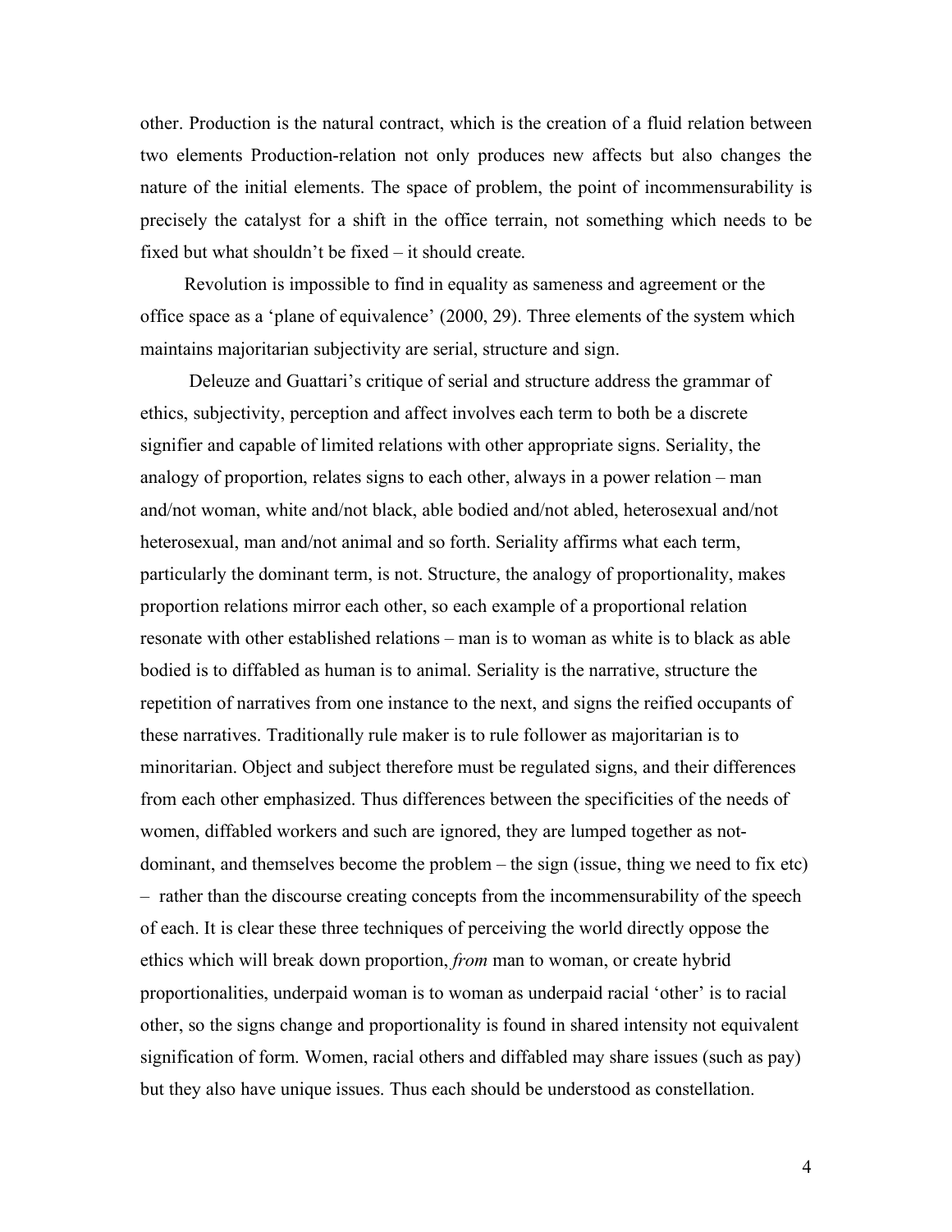other. Production is the natural contract, which is the creation of a fluid relation between two elements Production-relation not only produces new affects but also changes the nature of the initial elements. The space of problem, the point of incommensurability is precisely the catalyst for a shift in the office terrain, not something which needs to be fixed but what shouldn't be fixed – it should create.

Revolution is impossible to find in equality as sameness and agreement or the office space as a 'plane of equivalence' (2000, 29). Three elements of the system which maintains majoritarian subjectivity are serial, structure and sign.

Deleuze and Guattari's critique of serial and structure address the grammar of ethics, subjectivity, perception and affect involves each term to both be a discrete signifier and capable of limited relations with other appropriate signs. Seriality, the analogy of proportion, relates signs to each other, always in a power relation – man and/not woman, white and/not black, able bodied and/not abled, heterosexual and/not heterosexual, man and/not animal and so forth. Seriality affirms what each term, particularly the dominant term, is not. Structure, the analogy of proportionality, makes proportion relations mirror each other, so each example of a proportional relation resonate with other established relations – man is to woman as white is to black as able bodied is to diffabled as human is to animal. Seriality is the narrative, structure the repetition of narratives from one instance to the next, and signs the reified occupants of these narratives. Traditionally rule maker is to rule follower as majoritarian is to minoritarian. Object and subject therefore must be regulated signs, and their differences from each other emphasized. Thus differences between the specificities of the needs of women, diffabled workers and such are ignored, they are lumped together as not-dominant, and themselves become the problem – the sign (issue, thing we need to fix etc) – rather than the discourse creating concepts from the incommensurability of the speech of each. It is clear these three techniques of perceiving the world directly oppose the ethics which will break down proportion, *from* man to woman, or create hybrid proportionalities, underpaid woman is to woman as underpaid racial 'other' is to racial other, so the signs change and proportionality is found in shared intensity not equivalent signification of form. Women, racial others and diffabled may share issues (such as pay) but they also have unique issues. Thus each should be understood as constellation.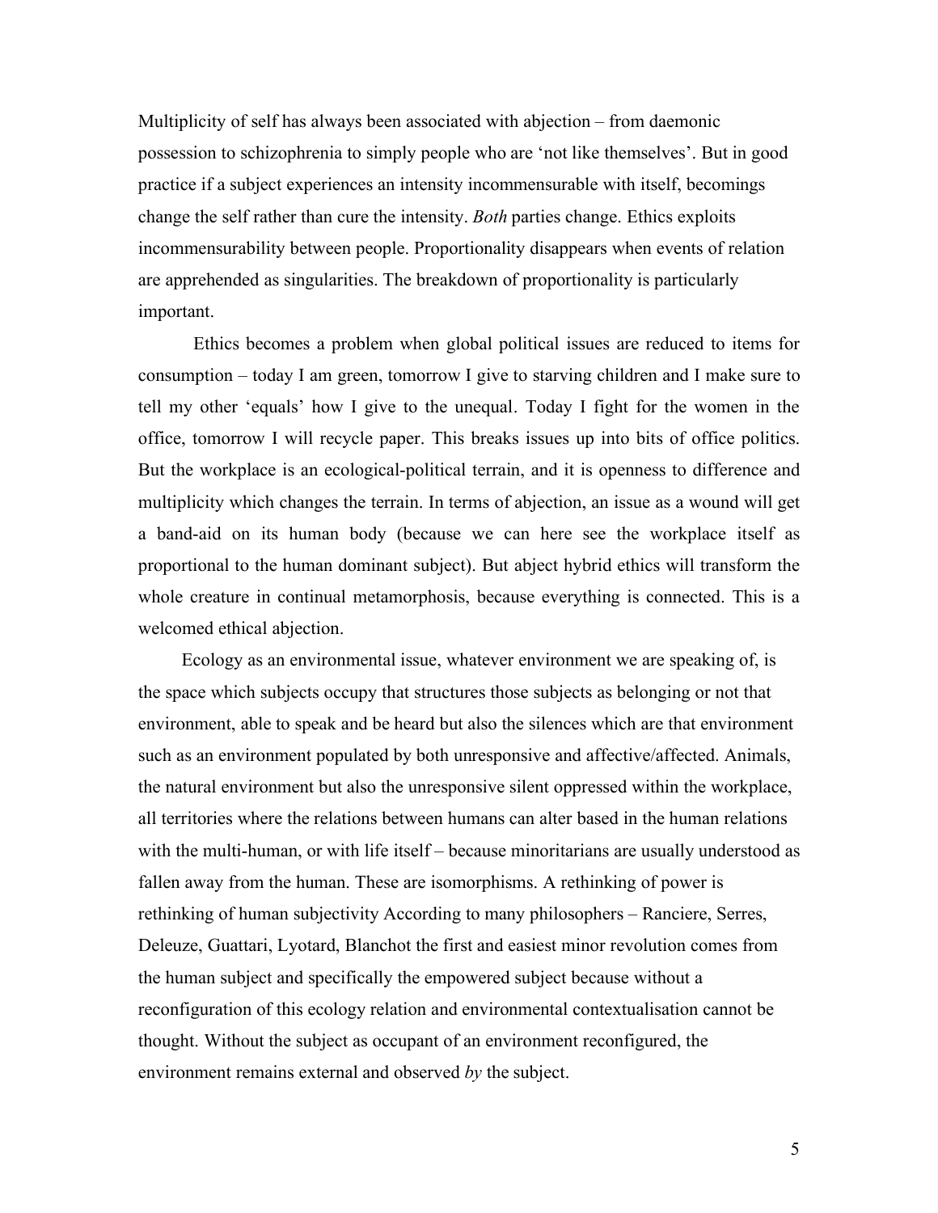Multiplicity of self has always been associated with abjection – from daemonic possession to schizophrenia to simply people who are 'not like themselves'. But in good practice if a subject experiences an intensity incommensurable with itself, becomings change the self rather than cure the intensity. *Both* parties change. Ethics exploits incommensurability between people. Proportionality disappears when events of relation are apprehended as singularities. The breakdown of proportionality is particularly important.

Ethics becomes a problem when global political issues are reduced to items for consumption – today I am green, tomorrow I give to starving children and I make sure to tell my other 'equals' how I give to the unequal. Today I fight for the women in the office, tomorrow I will recycle paper. This breaks issues up into bits of office politics. But the workplace is an ecological-political terrain, and it is openness to difference and multiplicity which changes the terrain. In terms of abjection, an issue as a wound will get a band-aid on its human body (because we can here see the workplace itself as proportional to the human dominant subject). But abject hybrid ethics will transform the whole creature in continual metamorphosis, because everything is connected. This is a welcomed ethical abjection.

Ecology as an environmental issue, whatever environment we are speaking of, is the space which subjects occupy that structures those subjects as belonging or not that environment, able to speak and be heard but also the silences which are that environment such as an environment populated by both unresponsive and affective/affected. Animals, the natural environment but also the unresponsive silent oppressed within the workplace, all territories where the relations between humans can alter based in the human relations with the multi-human, or with life itself – because minoritarians are usually understood as fallen away from the human. These are isomorphisms. A rethinking of power is rethinking of human subjectivity According to many philosophers – Ranciere, Serres, Deleuze, Guattari, Lyotard, Blanchot the first and easiest minor revolution comes from the human subject and specifically the empowered subject because without a reconfiguration of this ecology relation and environmental contextualisation cannot be thought. Without the subject as occupant of an environment reconfigured, the environment remains external and observed *by* the subject.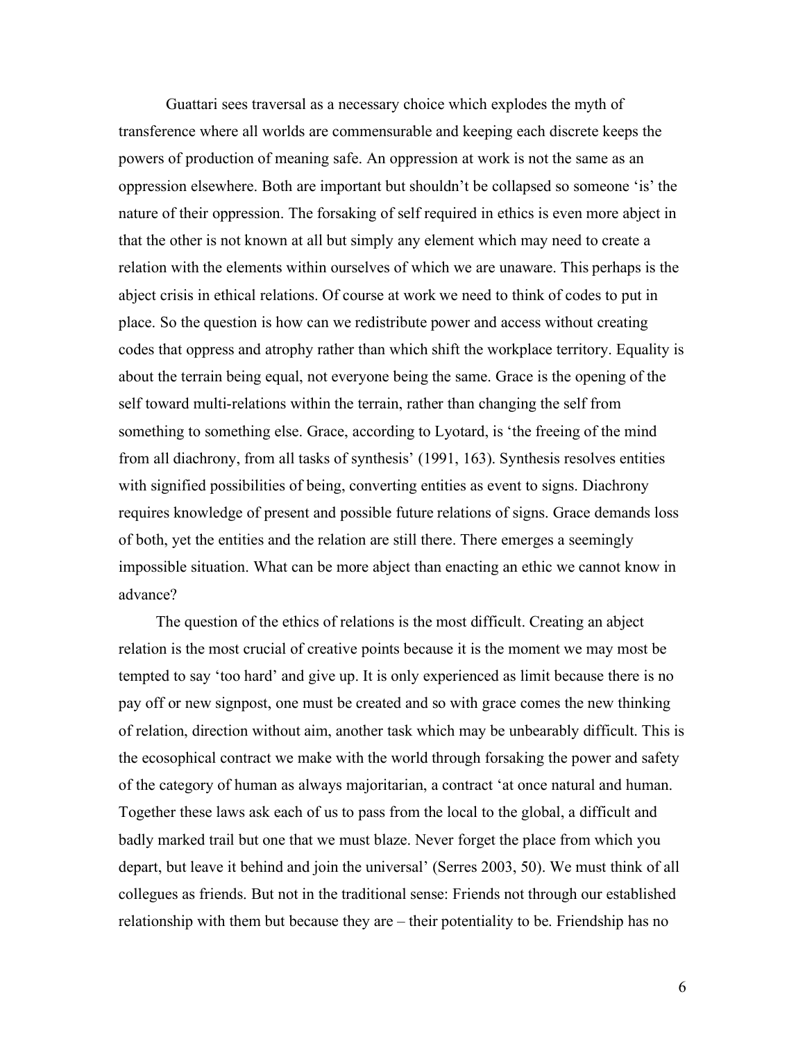Guattari sees traversal as a necessary choice which explodes the myth of transference where all worlds are commensurable and keeping each discrete keeps the powers of production of meaning safe. An oppression at work is not the same as an oppression elsewhere. Both are important but shouldn't be collapsed so someone 'is' the nature of their oppression. The forsaking of self required in ethics is even more abject in that the other is not known at all but simply any element which may need to create a relation with the elements within ourselves of which we are unaware. This perhaps is the abject crisis in ethical relations. Of course at work we need to think of codes to put in place. So the question is how can we redistribute power and access without creating codes that oppress and atrophy rather than which shift the workplace territory. Equality is about the terrain being equal, not everyone being the same. Grace is the opening of the self toward multi-relations within the terrain, rather than changing the self from something to something else. Grace, according to Lyotard, is 'the freeing of the mind from all diachrony, from all tasks of synthesis' (1991, 163). Synthesis resolves entities with signified possibilities of being, converting entities as event to signs. Diachrony requires knowledge of present and possible future relations of signs. Grace demands loss of both, yet the entities and the relation are still there. There emerges a seemingly impossible situation. What can be more abject than enacting an ethic we cannot know in advance?

The question of the ethics of relations is the most difficult. Creating an abject relation is the most crucial of creative points because it is the moment we may most be tempted to say 'too hard' and give up. It is only experienced as limit because there is no pay off or new signpost, one must be created and so with grace comes the new thinking of relation, direction without aim, another task which may be unbearably difficult. This is the ecosophical contract we make with the world through forsaking the power and safety of the category of human as always majoritarian, a contract 'at once natural and human. Together these laws ask each of us to pass from the local to the global, a difficult and badly marked trail but one that we must blaze. Never forget the place from which you depart, but leave it behind and join the universal' (Serres 2003, 50). We must think of all collegues as friends. But not in the traditional sense: Friends not through our established relationship with them but because they are – their potentiality to be. Friendship has no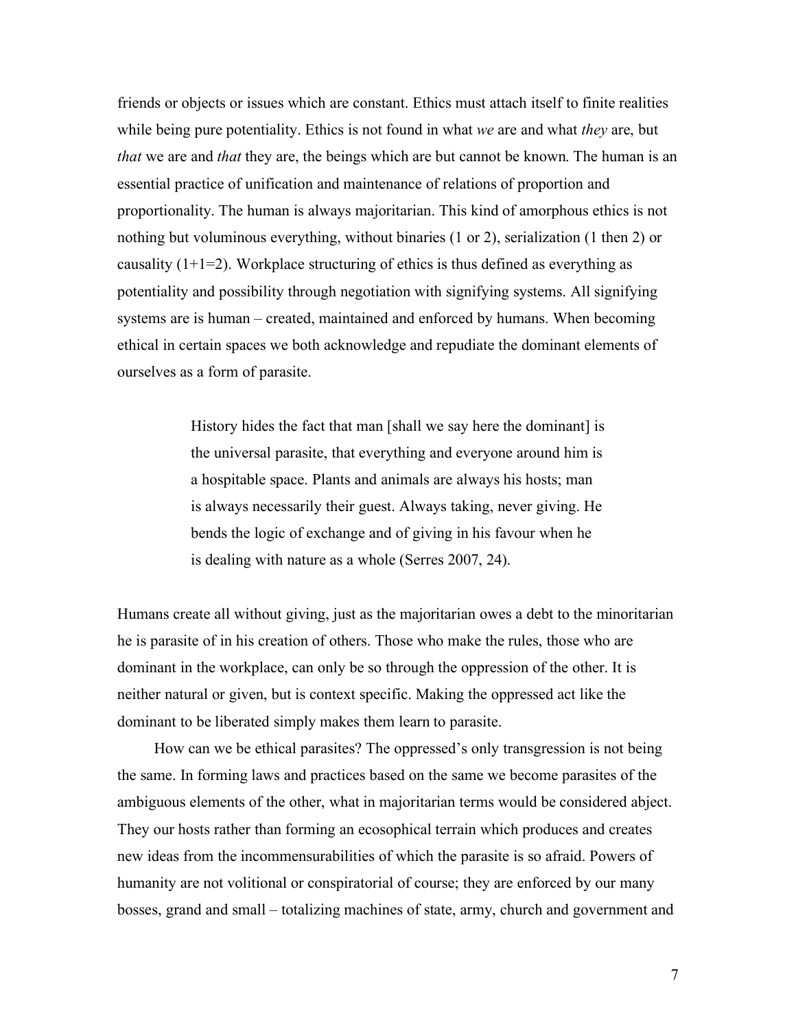friends or objects or issues which are constant. Ethics must attach itself to finite realities while being pure potentiality. Ethics is not found in what *we* are and what *they* are, but *that* we are and *that* they are, the beings which are but cannot be known. The human is an essential practice of unification and maintenance of relations of proportion and proportionality. The human is always majoritarian. This kind of amorphous ethics is not nothing but voluminous everything, without binaries (1 or 2), serialization (1 then 2) or causality (1+1=2). Workplace structuring of ethics is thus defined as everything as potentiality and possibility through negotiation with signifying systems. All signifying systems are is human – created, maintained and enforced by humans. When becoming ethical in certain spaces we both acknowledge and repudiate the dominant elements of ourselves as a form of parasite.

> History hides the fact that man [shall we say here the dominant] is the universal parasite, that everything and everyone around him is a hospitable space. Plants and animals are always his hosts; man is always necessarily their guest. Always taking, never giving. He bends the logic of exchange and of giving in his favour when he is dealing with nature as a whole (Serres 2007, 24).

Humans create all without giving, just as the majoritarian owes a debt to the minoritarian he is parasite of in his creation of others. Those who make the rules, those who are dominant in the workplace, can only be so through the oppression of the other. It is neither natural or given, but is context specific. Making the oppressed act like the dominant to be liberated simply makes them learn to parasite.

How can we be ethical parasites? The oppressed's only transgression is not being the same. In forming laws and practices based on the same we become parasites of the ambiguous elements of the other, what in majoritarian terms would be considered abject. They our hosts rather than forming an ecosophical terrain which produces and creates new ideas from the incommensurabilities of which the parasite is so afraid. Powers of humanity are not volitional or conspiratorial of course; they are enforced by our many bosses, grand and small – totalizing machines of state, army, church and government and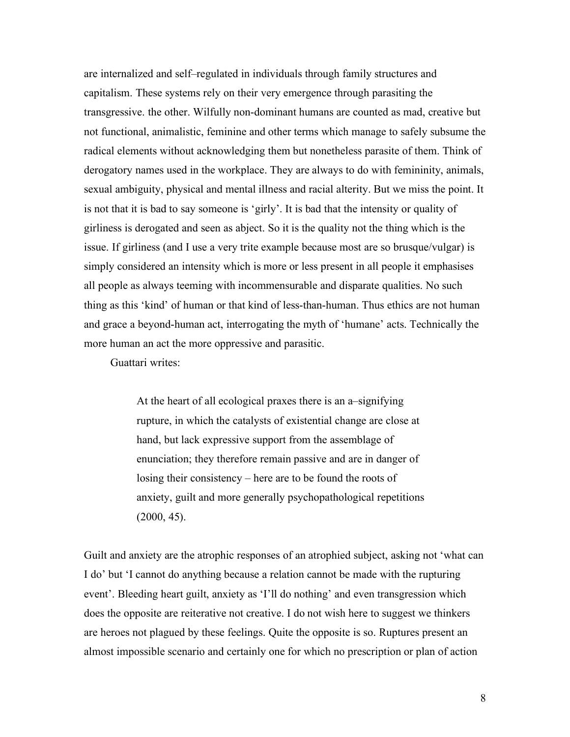are internalized and self–regulated in individuals through family structures and capitalism. These systems rely on their very emergence through parasiting the transgressive. the other. Wilfully non-dominant humans are counted as mad, creative but not functional, animalistic, feminine and other terms which manage to safely subsume the radical elements without acknowledging them but nonetheless parasite of them. Think of derogatory names used in the workplace. They are always to do with femininity, animals, sexual ambiguity, physical and mental illness and racial alterity. But we miss the point. It is not that it is bad to say someone is 'girly'. It is bad that the intensity or quality of girliness is derogated and seen as abject. So it is the quality not the thing which is the issue. If girliness (and I use a very trite example because most are so brusque/vulgar) is simply considered an intensity which is more or less present in all people it emphasises all people as always teeming with incommensurable and disparate qualities. No such thing as this 'kind' of human or that kind of less-than-human. Thus ethics are not human and grace a beyond-human act, interrogating the myth of 'humane' acts. Technically the more human an act the more oppressive and parasitic.

Guattari writes:

> At the heart of all ecological praxes there is an a–signifying rupture, in which the catalysts of existential change are close at hand, but lack expressive support from the assemblage of enunciation; they therefore remain passive and are in danger of losing their consistency – here are to be found the roots of anxiety, guilt and more generally psychopathological repetitions (2000, 45).

Guilt and anxiety are the atrophic responses of an atrophied subject, asking not 'what can I do' but 'I cannot do anything because a relation cannot be made with the rupturing event'. Bleeding heart guilt, anxiety as 'I'll do nothing' and even transgression which does the opposite are reiterative not creative. I do not wish here to suggest we thinkers are heroes not plagued by these feelings. Quite the opposite is so. Ruptures present an almost impossible scenario and certainly one for which no prescription or plan of action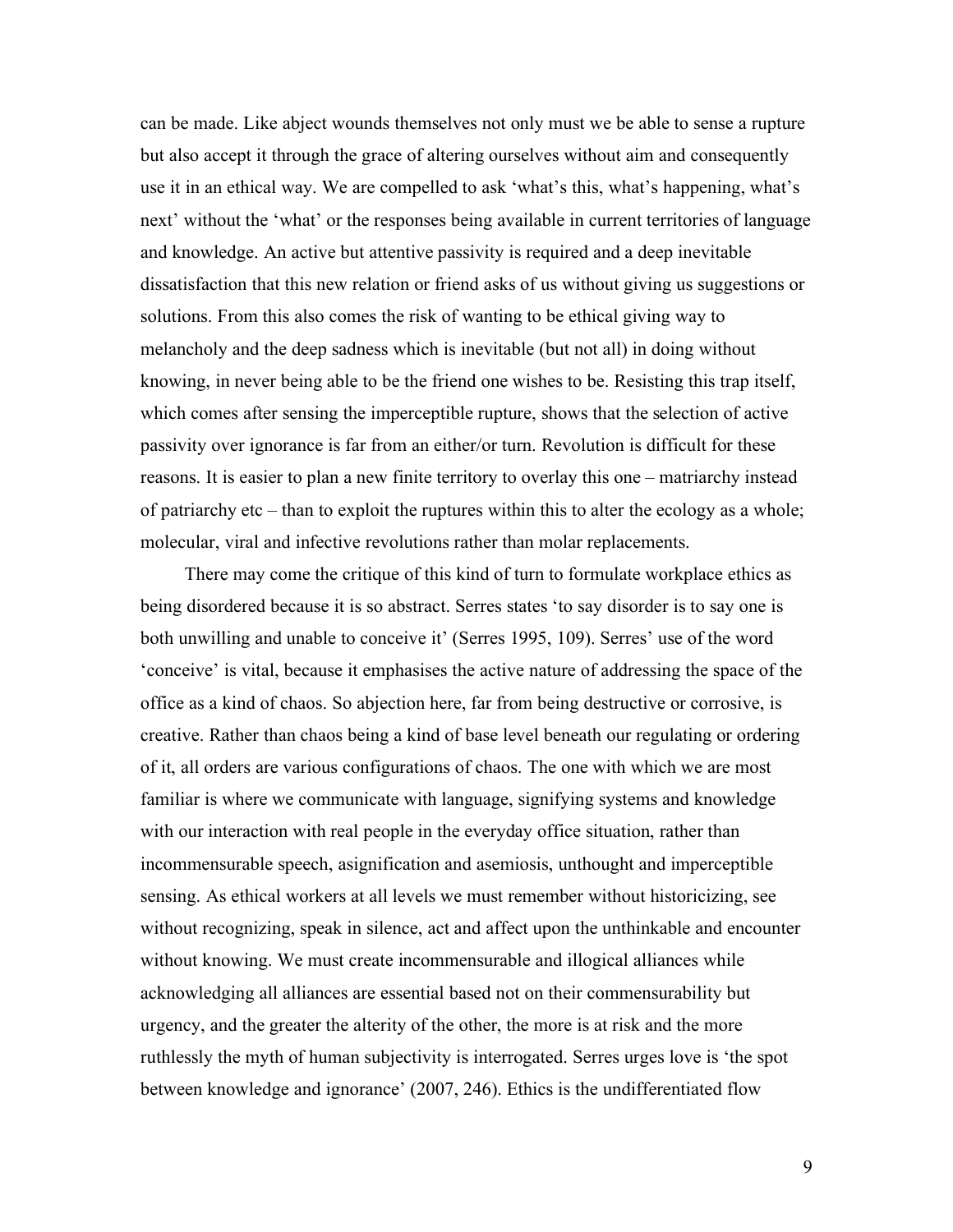can be made. Like abject wounds themselves not only must we be able to sense a rupture but also accept it through the grace of altering ourselves without aim and consequently use it in an ethical way. We are compelled to ask 'what's this, what's happening, what's next' without the 'what' or the responses being available in current territories of language and knowledge. An active but attentive passivity is required and a deep inevitable dissatisfaction that this new relation or friend asks of us without giving us suggestions or solutions. From this also comes the risk of wanting to be ethical giving way to melancholy and the deep sadness which is inevitable (but not all) in doing without knowing, in never being able to be the friend one wishes to be. Resisting this trap itself, which comes after sensing the imperceptible rupture, shows that the selection of active passivity over ignorance is far from an either/or turn. Revolution is difficult for these reasons. It is easier to plan a new finite territory to overlay this one – matriarchy instead of patriarchy etc – than to exploit the ruptures within this to alter the ecology as a whole; molecular, viral and infective revolutions rather than molar replacements.

There may come the critique of this kind of turn to formulate workplace ethics as being disordered because it is so abstract. Serres states 'to say disorder is to say one is both unwilling and unable to conceive it' (Serres 1995, 109). Serres' use of the word 'conceive' is vital, because it emphasises the active nature of addressing the space of the office as a kind of chaos. So abjection here, far from being destructive or corrosive, is creative. Rather than chaos being a kind of base level beneath our regulating or ordering of it, all orders are various configurations of chaos. The one with which we are most familiar is where we communicate with language, signifying systems and knowledge with our interaction with real people in the everyday office situation, rather than incommensurable speech, asignification and asemiosis, unthought and imperceptible sensing. As ethical workers at all levels we must remember without historicizing, see without recognizing, speak in silence, act and affect upon the unthinkable and encounter without knowing. We must create incommensurable and illogical alliances while acknowledging all alliances are essential based not on their commensurability but urgency, and the greater the alterity of the other, the more is at risk and the more ruthlessly the myth of human subjectivity is interrogated. Serres urges love is 'the spot between knowledge and ignorance' (2007, 246). Ethics is the undifferentiated flow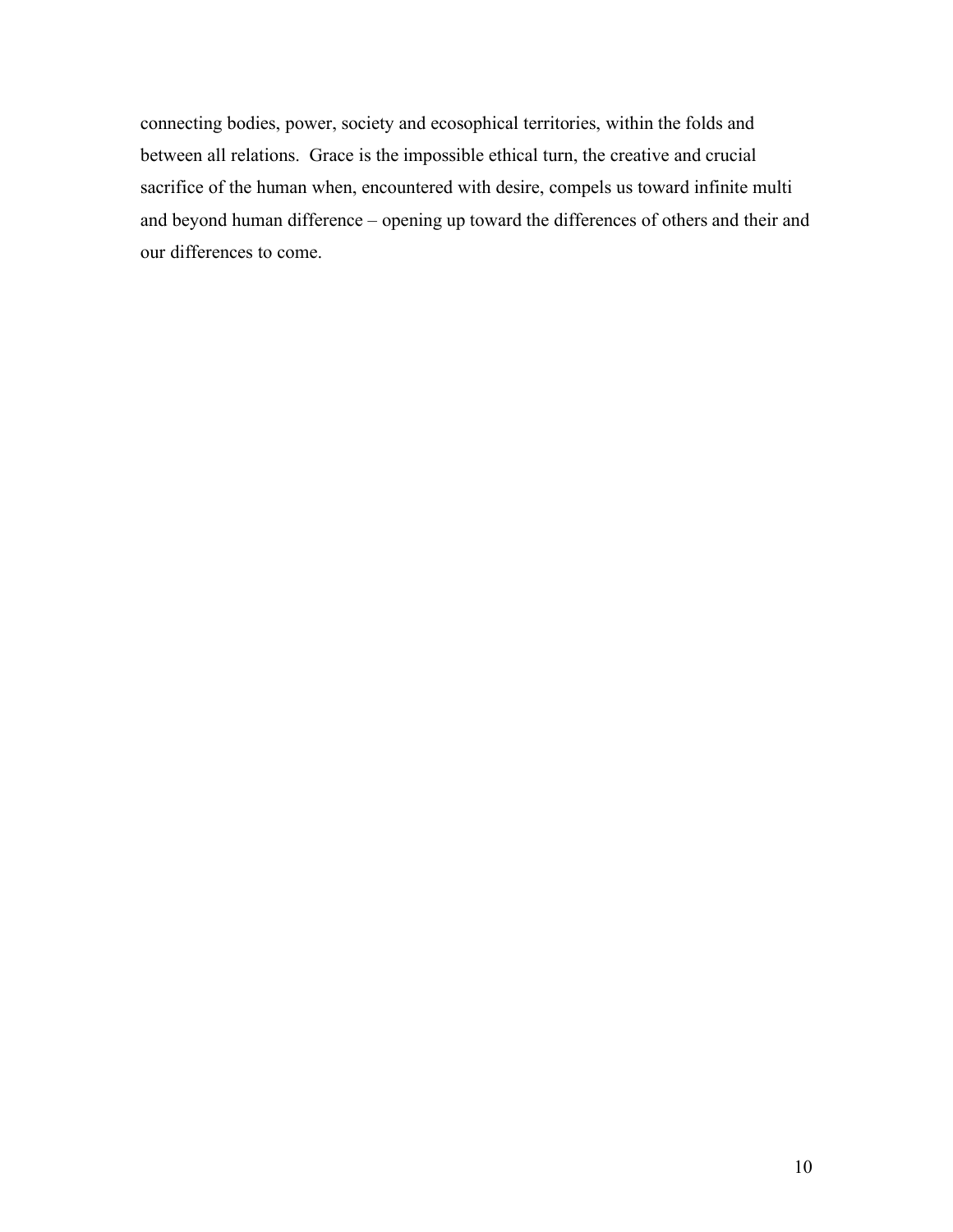connecting bodies, power, society and ecosophical territories, within the folds and between all relations. Grace is the impossible ethical turn, the creative and crucial sacrifice of the human when, encountered with desire, compels us toward infinite multi and beyond human difference – opening up toward the differences of others and their and our differences to come.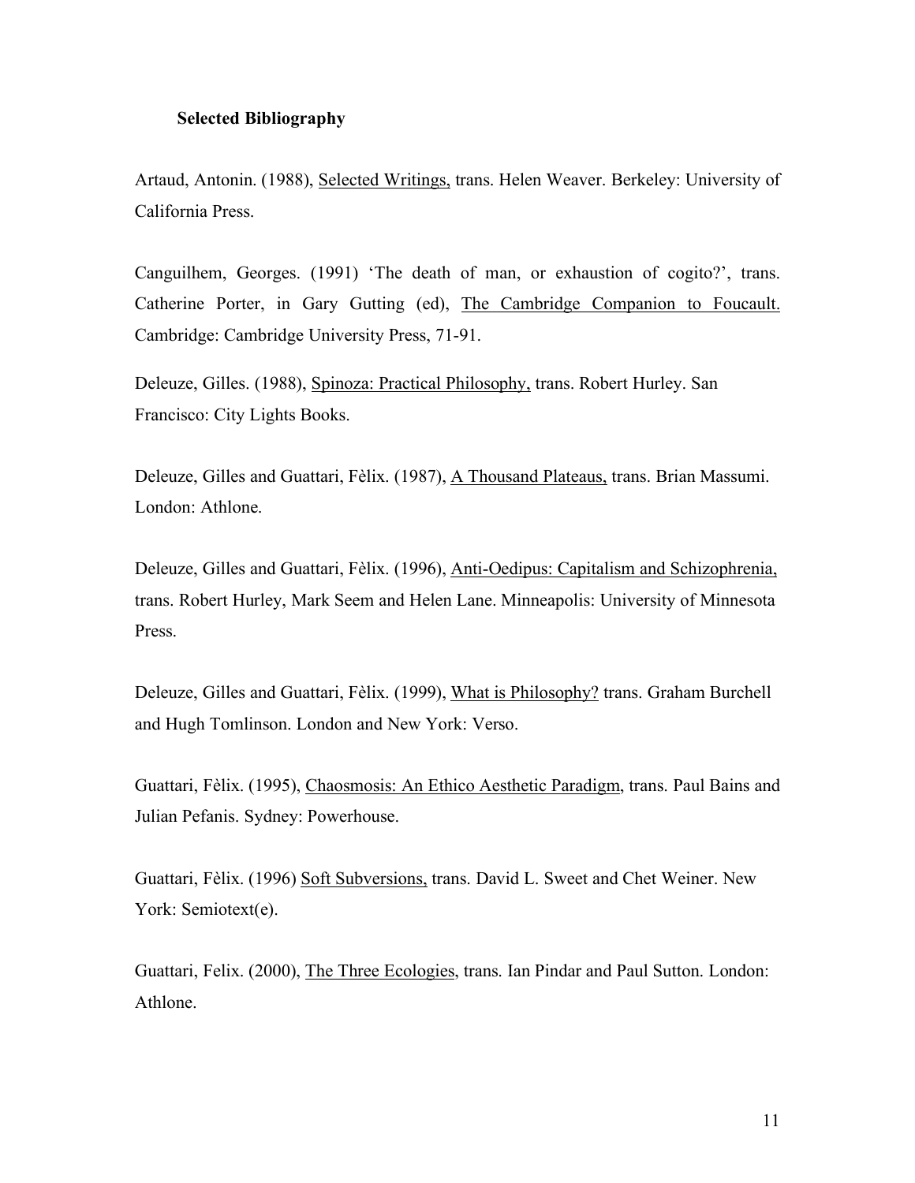## Selected Bibliography

Artaud, Antonin. (1988), Selected Writings, trans. Helen Weaver. Berkeley: University of California Press.

Canguilhem, Georges. (1991) 'The death of man, or exhaustion of cogito?', trans. Catherine Porter, in Gary Gutting (ed), The Cambridge Companion to Foucault. Cambridge: Cambridge University Press, 71-91.

Deleuze, Gilles. (1988), Spinoza: Practical Philosophy, trans. Robert Hurley. San Francisco: City Lights Books.

Deleuze, Gilles and Guattari, Fèlix. (1987), A Thousand Plateaus, trans. Brian Massumi. London: Athlone.

Deleuze, Gilles and Guattari, Fèlix. (1996), Anti-Oedipus: Capitalism and Schizophrenia, trans. Robert Hurley, Mark Seem and Helen Lane. Minneapolis: University of Minnesota Press.

Deleuze, Gilles and Guattari, Fèlix. (1999), What is Philosophy? trans. Graham Burchell and Hugh Tomlinson. London and New York: Verso.

Guattari, Fèlix. (1995), Chaosmosis: An Ethico Aesthetic Paradigm, trans. Paul Bains and Julian Pefanis. Sydney: Powerhouse.

Guattari, Fèlix. (1996) Soft Subversions, trans. David L. Sweet and Chet Weiner. New York: Semiotext(e).

Guattari, Felix. (2000), The Three Ecologies, trans. Ian Pindar and Paul Sutton. London: Athlone.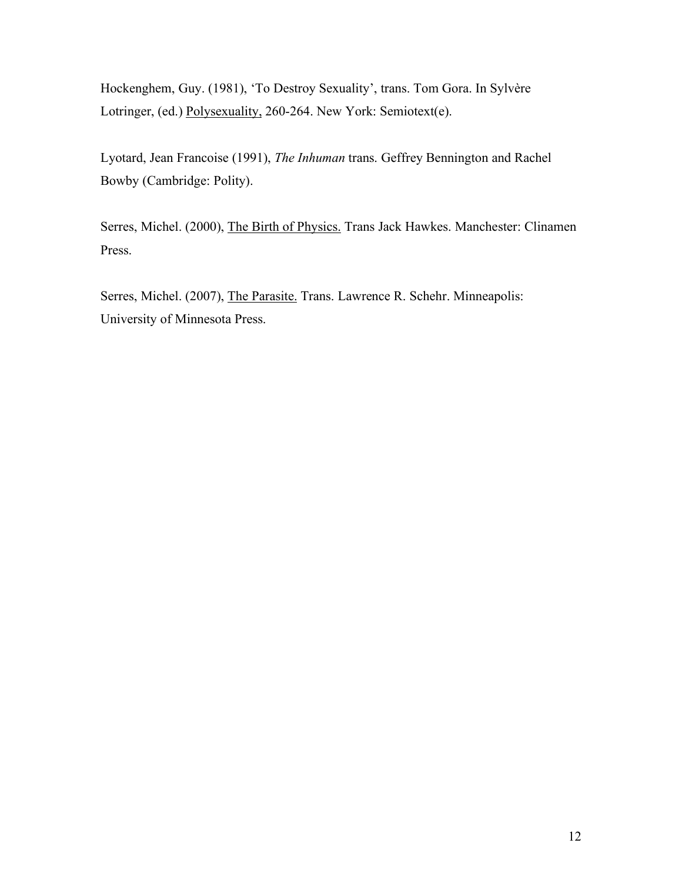Hockenghem, Guy. (1981), 'To Destroy Sexuality', trans. Tom Gora. In Sylvère Lotringer, (ed.) <u>Polysexuality,</u> 260-264. New York: Semiotext(e).

Lyotard, Jean Francoise (1991), *The Inhuman* trans. Geffrey Bennington and Rachel Bowby (Cambridge: Polity).

Serres, Michel. (2000), <u>The Birth of Physics.</u> Trans Jack Hawkes. Manchester: Clinamen Press.

Serres, Michel. (2007), <u>The Parasite.</u> Trans. Lawrence R. Schehr. Minneapolis: University of Minnesota Press.